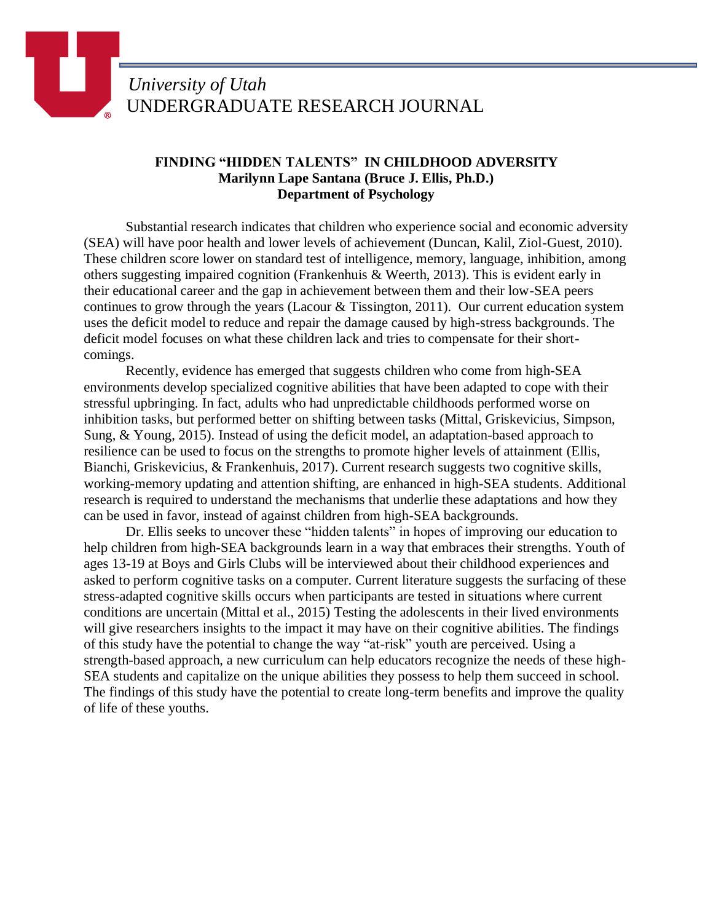*University of Utah*
UNDERGRADUATE RESEARCH JOURNAL

# FINDING "HIDDEN TALENTS" IN CHILDHOOD ADVERSITY

**Marilynn Lape Santana (Bruce J. Ellis, Ph.D.)**
**Department of Psychology**

Substantial research indicates that children who experience social and economic adversity (SEA) will have poor health and lower levels of achievement (Duncan, Kalil, Ziol-Guest, 2010). These children score lower on standard test of intelligence, memory, language, inhibition, among others suggesting impaired cognition (Frankenhuis & Weerth, 2013). This is evident early in their educational career and the gap in achievement between them and their low-SEA peers continues to grow through the years (Lacour & Tissington, 2011). Our current education system uses the deficit model to reduce and repair the damage caused by high-stress backgrounds. The deficit model focuses on what these children lack and tries to compensate for their short-comings.

Recently, evidence has emerged that suggests children who come from high-SEA environments develop specialized cognitive abilities that have been adapted to cope with their stressful upbringing. In fact, adults who had unpredictable childhoods performed worse on inhibition tasks, but performed better on shifting between tasks (Mittal, Griskevicius, Simpson, Sung, & Young, 2015). Instead of using the deficit model, an adaptation-based approach to resilience can be used to focus on the strengths to promote higher levels of attainment (Ellis, Bianchi, Griskevicius, & Frankenhuis, 2017). Current research suggests two cognitive skills, working-memory updating and attention shifting, are enhanced in high-SEA students. Additional research is required to understand the mechanisms that underlie these adaptations and how they can be used in favor, instead of against children from high-SEA backgrounds.

Dr. Ellis seeks to uncover these "hidden talents" in hopes of improving our education to help children from high-SEA backgrounds learn in a way that embraces their strengths. Youth of ages 13-19 at Boys and Girls Clubs will be interviewed about their childhood experiences and asked to perform cognitive tasks on a computer. Current literature suggests the surfacing of these stress-adapted cognitive skills occurs when participants are tested in situations where current conditions are uncertain (Mittal et al., 2015) Testing the adolescents in their lived environments will give researchers insights to the impact it may have on their cognitive abilities. The findings of this study have the potential to change the way "at-risk" youth are perceived. Using a strength-based approach, a new curriculum can help educators recognize the needs of these high-SEA students and capitalize on the unique abilities they possess to help them succeed in school. The findings of this study have the potential to create long-term benefits and improve the quality of life of these youths.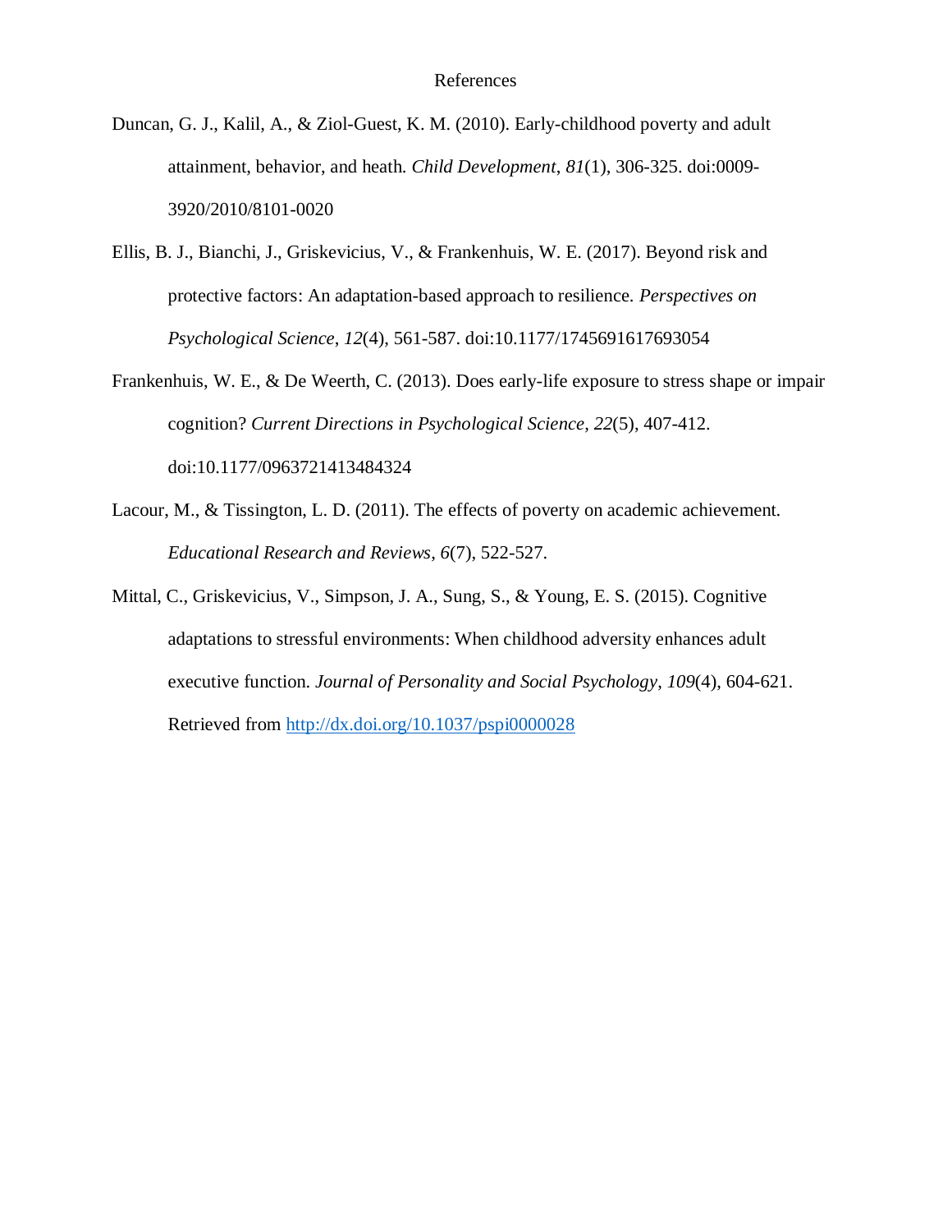# References

Duncan, G. J., Kalil, A., & Ziol-Guest, K. M. (2010). Early-childhood poverty and adult attainment, behavior, and heath. *Child Development*, *81*(1), 306-325. doi:0009-3920/2010/8101-0020

Ellis, B. J., Bianchi, J., Griskevicius, V., & Frankenhuis, W. E. (2017). Beyond risk and protective factors: An adaptation-based approach to resilience. *Perspectives on Psychological Science*, *12*(4), 561-587. doi:10.1177/1745691617693054

Frankenhuis, W. E., & De Weerth, C. (2013). Does early-life exposure to stress shape or impair cognition? *Current Directions in Psychological Science*, *22*(5), 407-412. doi:10.1177/0963721413484324

Lacour, M., & Tissington, L. D. (2011). The effects of poverty on academic achievement. *Educational Research and Reviews*, *6*(7), 522-527.

Mittal, C., Griskevicius, V., Simpson, J. A., Sung, S., & Young, E. S. (2015). Cognitive adaptations to stressful environments: When childhood adversity enhances adult executive function. *Journal of Personality and Social Psychology*, *109*(4), 604-621. Retrieved from http://dx.doi.org/10.1037/pspi0000028